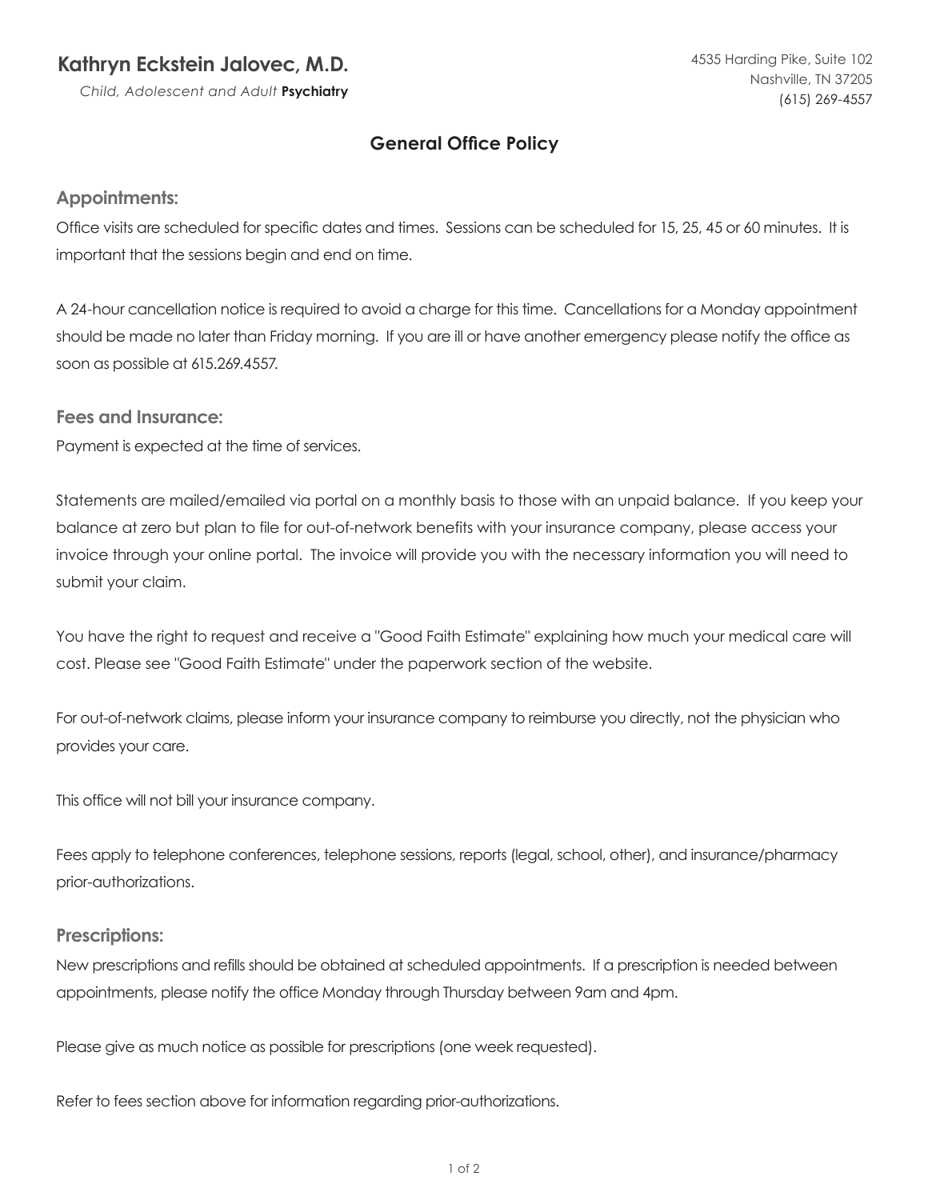**Kathryn Eckstein Jalovec, M.D.**
*Child, Adolescent and Adult* **Psychiatry**

4535 Harding Pike, Suite 102
Nashville, TN 37205
(615) 269-4557

# General Office Policy

## Appointments:

Office visits are scheduled for specific dates and times. Sessions can be scheduled for 15, 25, 45 or 60 minutes. It is important that the sessions begin and end on time.

A 24-hour cancellation notice is required to avoid a charge for this time. Cancellations for a Monday appointment should be made no later than Friday morning. If you are ill or have another emergency please notify the office as soon as possible at 615.269.4557.

## Fees and Insurance:

Payment is expected at the time of services.

Statements are mailed/emailed via portal on a monthly basis to those with an unpaid balance. If you keep your balance at zero but plan to file for out-of-network benefits with your insurance company, please access your invoice through your online portal. The invoice will provide you with the necessary information you will need to submit your claim.

You have the right to request and receive a "Good Faith Estimate" explaining how much your medical care will cost. Please see "Good Faith Estimate" under the paperwork section of the website.

For out-of-network claims, please inform your insurance company to reimburse you directly, not the physician who provides your care.

This office will not bill your insurance company.

Fees apply to telephone conferences, telephone sessions, reports (legal, school, other), and insurance/pharmacy prior-authorizations.

## Prescriptions:

New prescriptions and refills should be obtained at scheduled appointments. If a prescription is needed between appointments, please notify the office Monday through Thursday between 9am and 4pm.

Please give as much notice as possible for prescriptions (one week requested).

Refer to fees section above for information regarding prior-authorizations.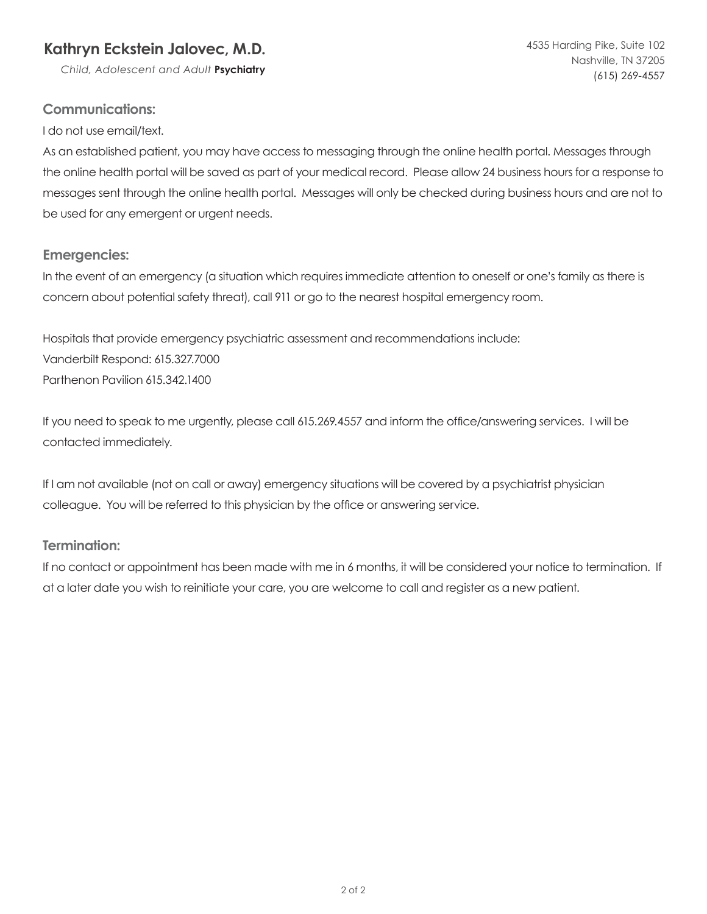# Kathryn Eckstein Jalovec, M.D.

*Child, Adolescent and Adult* **Psychiatry**

4535 Harding Pike, Suite 102
Nashville, TN 37205
(615) 269-4557

## Communications:

I do not use email/text.

As an established patient, you may have access to messaging through the online health portal. Messages through the online health portal will be saved as part of your medical record. Please allow 24 business hours for a response to messages sent through the online health portal. Messages will only be checked during business hours and are not to be used for any emergent or urgent needs.

## Emergencies:

In the event of an emergency (a situation which requires immediate attention to oneself or one's family as there is concern about potential safety threat), call 911 or go to the nearest hospital emergency room.

Hospitals that provide emergency psychiatric assessment and recommendations include:
Vanderbilt Respond: 615.327.7000
Parthenon Pavilion 615.342.1400

If you need to speak to me urgently, please call 615.269.4557 and inform the office/answering services. I will be contacted immediately.

If I am not available (not on call or away) emergency situations will be covered by a psychiatrist physician colleague. You will be referred to this physician by the office or answering service.

## Termination:

If no contact or appointment has been made with me in 6 months, it will be considered your notice to termination. If at a later date you wish to reinitiate your care, you are welcome to call and register as a new patient.